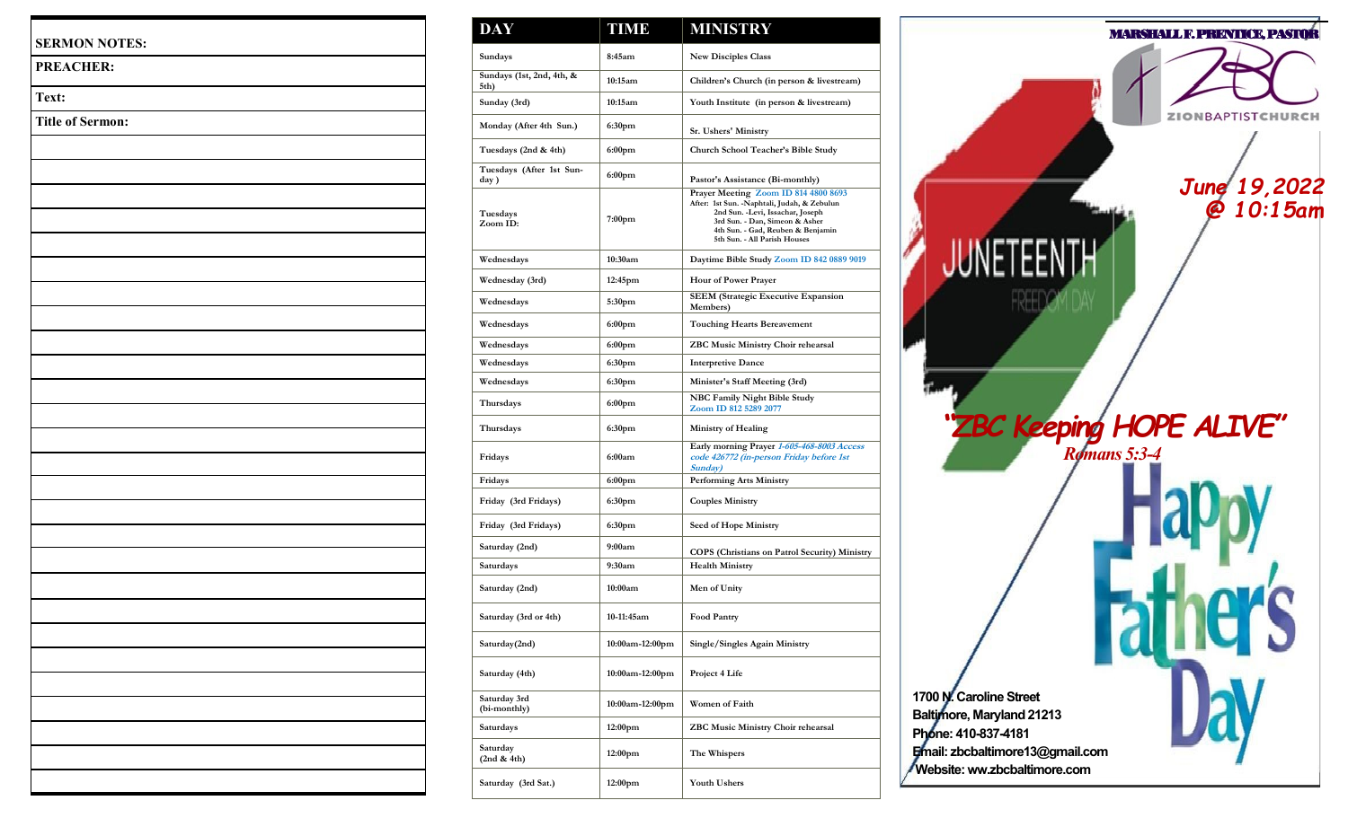**SERMON NOTES:**

**PREACHER:**

**Text:**

**Title of Sermon:**

| DAY | TIME | MINISTRY |
| --- | --- | --- |
| Sundays | 8:45am | New Disciples Class |
| Sundays (1st, 2nd, 4th, & 5th) | 10:15am | Children's Church (in person & livestream) |
| Sunday (3rd) | 10:15am | Youth Institute (in person & livestream) |
| Monday (After 4th Sun.) | 6:30pm | Sr. Ushers' Ministry |
| Tuesdays (2nd & 4th) | 6:00pm | Church School Teacher's Bible Study |
| Tuesdays (After 1st Sunday ) | 6:00pm | Pastor's Assistance (Bi-monthly) |
| Tuesdays Zoom ID: | 7:00pm | Prayer Meeting Zoom ID 814 4800 8693 After: 1st Sun. -Naphtali, Judah, & Zebulun 2nd Sun. -Levi, Issachar, Joseph 3rd Sun. - Dan, Simeon & Asher 4th Sun. - Gad, Reuben & Benjamin 5th Sun. - All Parish Houses |
| Wednesdays | 10:30am | Daytime Bible Study Zoom ID 842 0889 9019 |
| Wednesday (3rd) | 12:45pm | Hour of Power Prayer |
| Wednesdays | 5:30pm | SEEM (Strategic Executive Expansion Members) |
| Wednesdays | 6:00pm | Touching Hearts Bereavement |
| Wednesdays | 6:00pm | ZBC Music Ministry Choir rehearsal |
| Wednesdays | 6:30pm | Interpretive Dance |
| Wednesdays | 6:30pm | Minister's Staff Meeting (3rd) |
| Thursdays | 6:00pm | NBC Family Night Bible Study Zoom ID 812 5289 2077 |
| Thursdays | 6:30pm | Ministry of Healing |
| Fridays | 6:00am | Early morning Prayer *1-605-468-8003 Access code 426772 (in-person Friday before 1st Sunday)* |
| Fridays | 6:00pm | Performing Arts Ministry |
| Friday (3rd Fridays) | 6:30pm | Couples Ministry |
| Friday (3rd Fridays) | 6:30pm | Seed of Hope Ministry |
| Saturday (2nd) | 9:00am | COPS (Christians on Patrol Security) Ministry |
| Saturdays | 9:30am | Health Ministry |
| Saturday (2nd) | 10:00am | Men of Unity |
| Saturday (3rd or 4th) | 10-11:45am | Food Pantry |
| Saturday(2nd) | 10:00am-12:00pm | Single/Singles Again Ministry |
| Saturday (4th) | 10:00am-12:00pm | Project 4 Life |
| Saturday 3rd (bi-monthly) | 10:00am-12:00pm | Women of Faith |
| Saturdays | 12:00pm | ZBC Music Ministry Choir rehearsal |
| Saturday (2nd & 4th) | 12:00pm | The Whispers |
| Saturday (3rd Sat.) | 12:00pm | Youth Ushers |

**MARSHALL F. PRENTICE, PASTOR**

ZBC
ZIONBAPTISTCHURCH

*June 19, 2022 @ 10:15am*

JUNETEENTH
FREEDOM DAY

# "ZBC Keeping HOPE ALIVE"

*Romans 5:3-4*

Happy Father's Day

**1700 N. Caroline Street**
**Baltimore, Maryland 21213**
**Phone: 410-837-4181**
**Email: zbcbaltimore13@gmail.com**
**Website: ww.zbcbaltimore.com**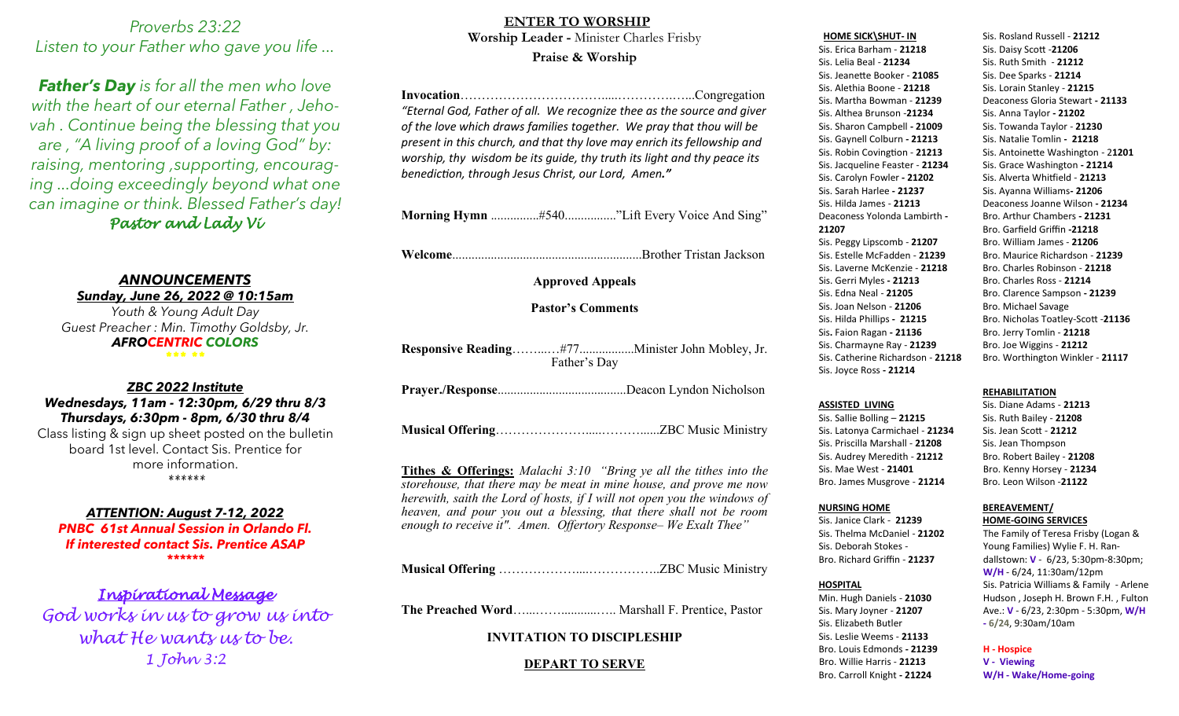*Proverbs 23:22*
*Listen to your Father who gave you life ...*

***Father's Day*** *is for all the men who love with the heart of our eternal Father , Jehovah . Continue being the blessing that you are , "A living proof of a loving God" by: raising, mentoring ,supporting, encouraging ...doing exceedingly beyond what one can imagine or think. Blessed Father's day!*
***Pastor and Lady Vi***

## ***ANNOUNCEMENTS***

***Sunday, June 26, 2022 @ 10:15am***

*Youth & Young Adult Day*
*Guest Preacher : Min. Timothy Goldsby, Jr.*
***AFROCENTRIC COLORS***
***** ****

***ZBC 2022 Institute***
***Wednesdays, 11am - 12:30pm, 6/29 thru 8/3***
***Thursdays, 6:30pm - 8pm, 6/30 thru 8/4***
Class listing & sign up sheet posted on the bulletin board 1st level. Contact Sis. Prentice for more information.
******

***ATTENTION: August 7-12, 2022***
***PNBC 61st Annual Session in Orlando Fl.***
***If interested contact Sis. Prentice ASAP***
******

***Inspirational Message***
*God works in us to grow us into what He wants us to be.*
*1 John 3:2*

## ENTER TO WORSHIP

**Worship Leader -** Minister Charles Frisby

**Praise & Worship**

**Invocation**……………………………....……….……..Congregation
*"Eternal God, Father of all. We recognize thee as the source and giver of the love which draws families together. We pray that thou will be present in this church, and that thy love may enrich its fellowship and worship, thy wisdom be its guide, thy truth its light and thy peace its benediction, through Jesus Christ, our Lord, Amen."*

**Morning Hymn** ...............#540................"Lift Every Voice And Sing"

**Welcome**...........................................................Brother Tristan Jackson

**Approved Appeals**

**Pastor's Comments**

**Responsive Reading**……...…#77.................Minister John Mobley, Jr.
Father's Day

**Prayer./Response**........................................Deacon Lyndon Nicholson

**Musical Offering**…………………....………......ZBC Music Ministry

**Tithes & Offerings:** *Malachi 3:10 "Bring ye all the tithes into the storehouse, that there may be meat in mine house, and prove me now herewith, saith the Lord of hosts, if I will not open you the windows of heaven, and pour you out a blessing, that there shall not be room enough to receive it". Amen. Offertory Response– We Exalt Thee"*

**Musical Offering** ………………....……………..ZBC Music Ministry

**The Preached Word**…..……..........….. Marshall F. Prentice, Pastor

**INVITATION TO DISCIPLESHIP**

**DEPART TO SERVE**

**HOME SICK\SHUT- IN**
Sis. Erica Barham - **21218**
Sis. Lelia Beal - **21234**
Sis. Jeanette Booker - **21085**
Sis. Alethia Boone - **21218**
Sis. Martha Bowman - **21239**
Sis. Althea Brunson -**21234**
Sis. Sharon Campbell - **21009**
Sis. Gaynell Colburn - **21213**
Sis. Robin Covington - **21213**
Sis. Jacqueline Feaster - **21234**
Sis. Carolyn Fowler - **21202**
Sis. Sarah Harlee - **21237**
Sis. Hilda James - **21213**
Deaconess Yolonda Lambirth - **21207**
Sis. Peggy Lipscomb - **21207**
Sis. Estelle McFadden - **21239**
Sis. Laverne McKenzie - **21218**
Sis. Gerri Myles - **21213**
Sis. Edna Neal - **21205**
Sis. Joan Nelson - **21206**
Sis. Hilda Phillips - **21215**
Sis. Faion Ragan - **21136**
Sis. Charmayne Ray - **21239**
Sis. Catherine Richardson - **21218**
Sis. Joyce Ross - **21214**
Sis. Rosland Russell - **21212**
Sis. Daisy Scott -**21206**
Sis. Ruth Smith - **21212**
Sis. Dee Sparks - **21214**
Sis. Lorain Stanley - **21215**
Deaconess Gloria Stewart - **21133**
Sis. Anna Taylor - **21202**
Sis. Towanda Taylor - **21230**
Sis. Natalie Tomlin - **21218**
Sis. Antoinette Washington - 2**1201**
Sis. Grace Washington - **21214**
Sis. Alverta Whitfield - **21213**
Sis. Ayanna Williams- **21206**
Deaconess Joanne Wilson - **21234**
Bro. Arthur Chambers - **21231**
Bro. Garfield Griffin -**21218**
Bro. William James - **21206**
Bro. Maurice Richardson - **21239**
Bro. Charles Robinson - **21218**
Bro. Charles Ross - **21214**
Bro. Clarence Sampson - **21239**
Bro. Michael Savage
Bro. Nicholas Toatley-Scott -**21136**
Bro. Jerry Tomlin - **21218**
Bro. Joe Wiggins - **21212**
Bro. Worthington Winkler - **21117**

**ASSISTED LIVING**
Sis. Sallie Bolling – **21215**
Sis. Latonya Carmichael - **21234**
Sis. Priscilla Marshall - **21208**
Sis. Audrey Meredith - **21212**
Sis. Mae West - **21401**
Bro. James Musgrove - **21214**

**NURSING HOME**
Sis. Janice Clark - **21239**
Sis. Thelma McDaniel - **21202**
Sis. Deborah Stokes -
Bro. Richard Griffin - **21237**

**HOSPITAL**
Min. Hugh Daniels - **21030**
Sis. Mary Joyner - **21207**
Sis. Elizabeth Butler
Sis. Leslie Weems - **21133**
Bro. Louis Edmonds - **21239**
Bro. Willie Harris - **21213**
Bro. Carroll Knight - **21224**

**REHABILITATION**
Sis. Diane Adams - **21213**
Sis. Ruth Bailey - **21208**
Sis. Jean Scott - **21212**
Sis. Jean Thompson
Bro. Robert Bailey - **21208**
Bro. Kenny Horsey - **21234**
Bro. Leon Wilson -**21122**

**BEREAVEMENT/**
**HOME-GOING SERVICES**
The Family of Teresa Frisby (Logan & Young Families) Wylie F. H. Randallstown: **V** - 6/23, 5:30pm-8:30pm; **W/H** - 6/24, 11:30am/12pm
Sis. Patricia Williams & Family - Arlene Hudson , Joseph H. Brown F.H. , Fulton Ave.: **V** - 6/23, 2:30pm - 5:30pm, **W/H** - 6/24, 9:30am/10am

**H - Hospice**
**V - Viewing**
**W/H - Wake/Home-going**